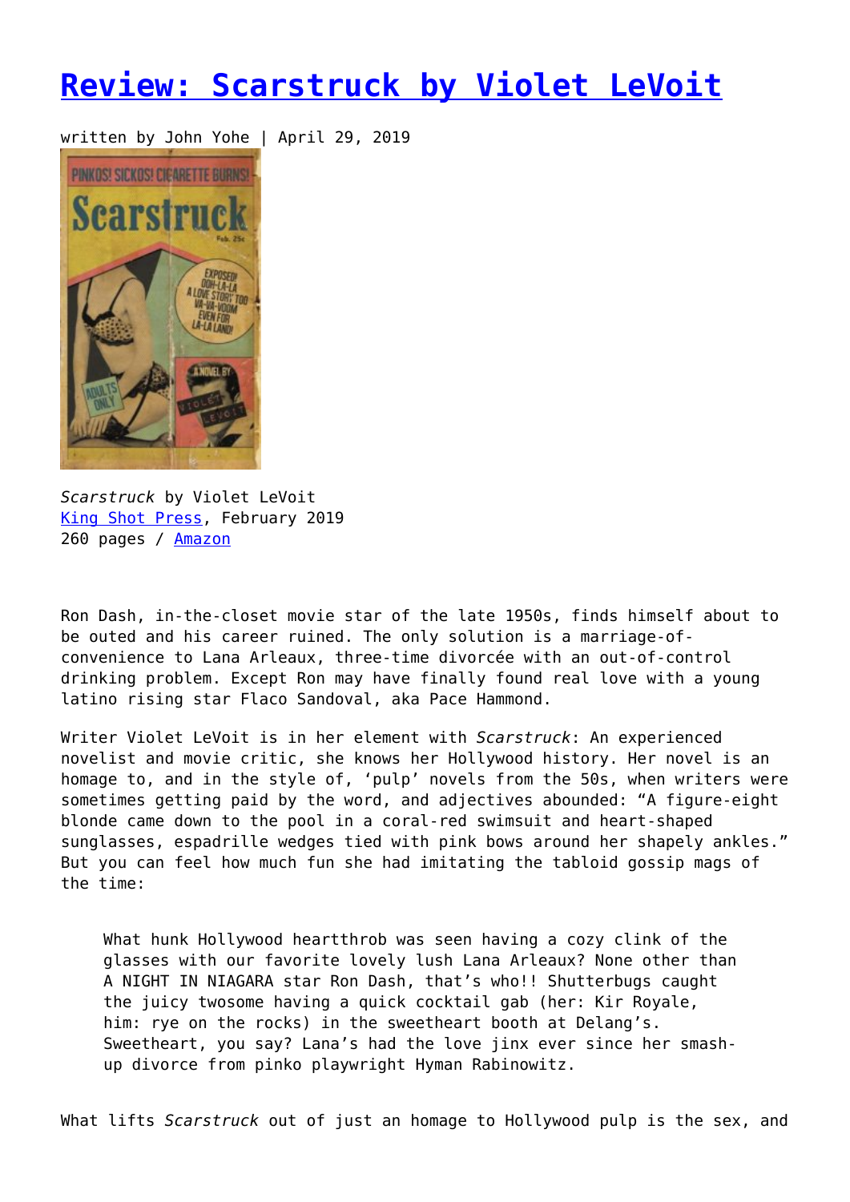# Review: Scarstruck by Violet LeVoit

written by John Yohe | April 29, 2019

*Scarstruck* by Violet LeVoit
King Shot Press, February 2019
260 pages / Amazon

Ron Dash, in-the-closet movie star of the late 1950s, finds himself about to be outed and his career ruined. The only solution is a marriage-of-convenience to Lana Arleaux, three-time divorcée with an out-of-control drinking problem. Except Ron may have finally found real love with a young latino rising star Flaco Sandoval, aka Pace Hammond.

Writer Violet LeVoit is in her element with *Scarstruck*: An experienced novelist and movie critic, she knows her Hollywood history. Her novel is an homage to, and in the style of, 'pulp' novels from the 50s, when writers were sometimes getting paid by the word, and adjectives abounded: "A figure-eight blonde came down to the pool in a coral-red swimsuit and heart-shaped sunglasses, espadrille wedges tied with pink bows around her shapely ankles." But you can feel how much fun she had imitating the tabloid gossip mags of the time:

> What hunk Hollywood heartthrob was seen having a cozy clink of the glasses with our favorite lovely lush Lana Arleaux? None other than A NIGHT IN NIAGARA star Ron Dash, that's who!! Shutterbugs caught the juicy twosome having a quick cocktail gab (her: Kir Royale, him: rye on the rocks) in the sweetheart booth at Delang's. Sweetheart, you say? Lana's had the love jinx ever since her smash-up divorce from pinko playwright Hyman Rabinowitz.

What lifts *Scarstruck* out of just an homage to Hollywood pulp is the sex, and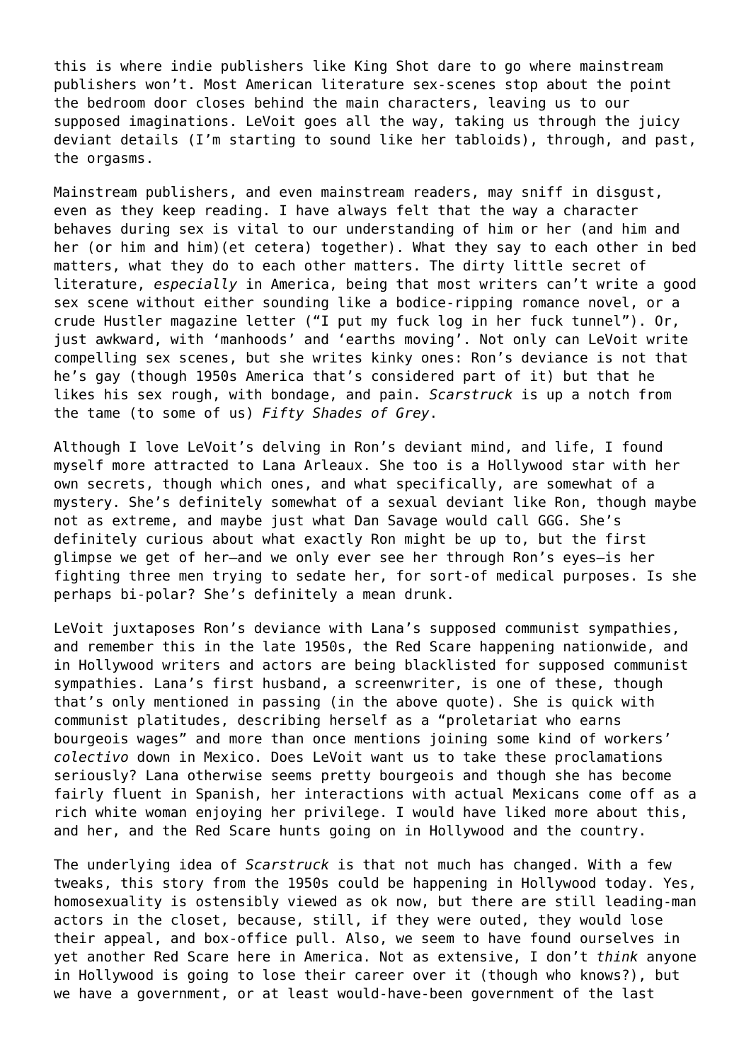this is where indie publishers like King Shot dare to go where mainstream publishers won't. Most American literature sex-scenes stop about the point the bedroom door closes behind the main characters, leaving us to our supposed imaginations. LeVoit goes all the way, taking us through the juicy deviant details (I'm starting to sound like her tabloids), through, and past, the orgasms.

Mainstream publishers, and even mainstream readers, may sniff in disgust, even as they keep reading. I have always felt that the way a character behaves during sex is vital to our understanding of him or her (and him and her (or him and him)(et cetera) together). What they say to each other in bed matters, what they do to each other matters. The dirty little secret of literature, *especially* in America, being that most writers can't write a good sex scene without either sounding like a bodice-ripping romance novel, or a crude Hustler magazine letter ("I put my fuck log in her fuck tunnel"). Or, just awkward, with 'manhoods' and 'earths moving'. Not only can LeVoit write compelling sex scenes, but she writes kinky ones: Ron's deviance is not that he's gay (though 1950s America that's considered part of it) but that he likes his sex rough, with bondage, and pain. *Scarstruck* is up a notch from the tame (to some of us) *Fifty Shades of Grey*.

Although I love LeVoit's delving in Ron's deviant mind, and life, I found myself more attracted to Lana Arleaux. She too is a Hollywood star with her own secrets, though which ones, and what specifically, are somewhat of a mystery. She's definitely somewhat of a sexual deviant like Ron, though maybe not as extreme, and maybe just what Dan Savage would call GGG. She's definitely curious about what exactly Ron might be up to, but the first glimpse we get of her—and we only ever see her through Ron's eyes—is her fighting three men trying to sedate her, for sort-of medical purposes. Is she perhaps bi-polar? She's definitely a mean drunk.

LeVoit juxtaposes Ron's deviance with Lana's supposed communist sympathies, and remember this in the late 1950s, the Red Scare happening nationwide, and in Hollywood writers and actors are being blacklisted for supposed communist sympathies. Lana's first husband, a screenwriter, is one of these, though that's only mentioned in passing (in the above quote). She is quick with communist platitudes, describing herself as a "proletariat who earns bourgeois wages" and more than once mentions joining some kind of workers' *colectivo* down in Mexico. Does LeVoit want us to take these proclamations seriously? Lana otherwise seems pretty bourgeois and though she has become fairly fluent in Spanish, her interactions with actual Mexicans come off as a rich white woman enjoying her privilege. I would have liked more about this, and her, and the Red Scare hunts going on in Hollywood and the country.

The underlying idea of *Scarstruck* is that not much has changed. With a few tweaks, this story from the 1950s could be happening in Hollywood today. Yes, homosexuality is ostensibly viewed as ok now, but there are still leading-man actors in the closet, because, still, if they were outed, they would lose their appeal, and box-office pull. Also, we seem to have found ourselves in yet another Red Scare here in America. Not as extensive, I don't *think* anyone in Hollywood is going to lose their career over it (though who knows?), but we have a government, or at least would-have-been government of the last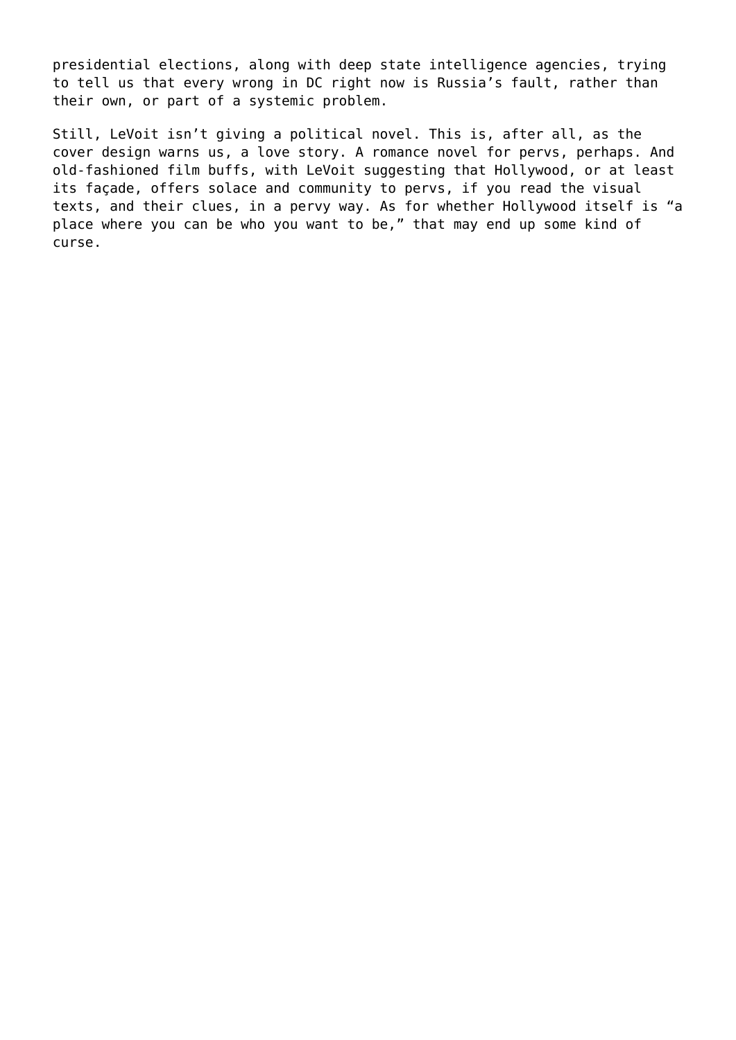presidential elections, along with deep state intelligence agencies, trying to tell us that every wrong in DC right now is Russia's fault, rather than their own, or part of a systemic problem.

Still, LeVoit isn't giving a political novel. This is, after all, as the cover design warns us, a love story. A romance novel for pervs, perhaps. And old-fashioned film buffs, with LeVoit suggesting that Hollywood, or at least its façade, offers solace and community to pervs, if you read the visual texts, and their clues, in a pervy way. As for whether Hollywood itself is "a place where you can be who you want to be," that may end up some kind of curse.